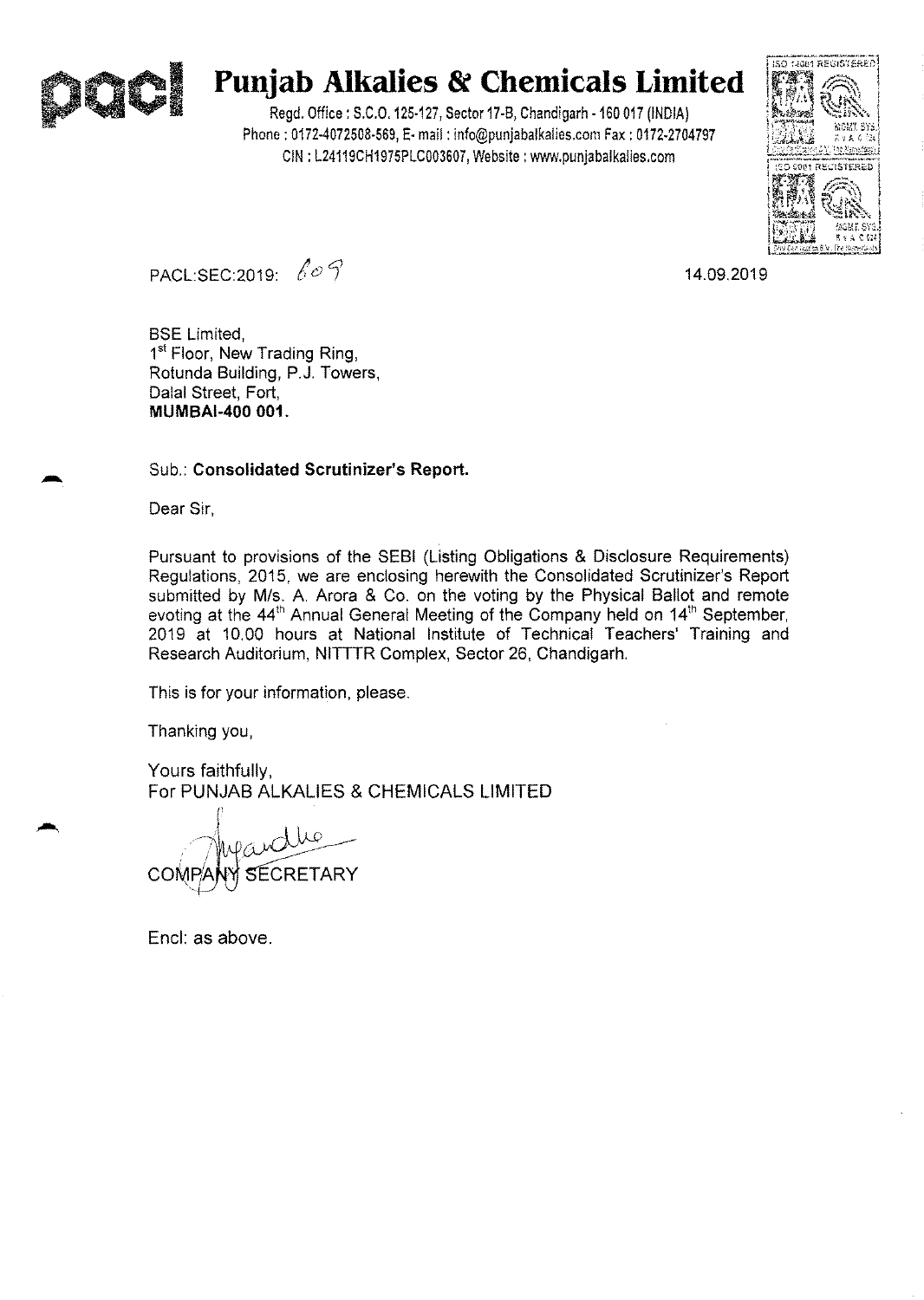# Punjab Alkalies & Chemicals Limited

Regd. Office : S.C.O. 125-127, Sector 17-B, Chandigarh - 160 017 (INDIA)
Phone : 0172-4072508-569, E- mail : info@punjabalkalies.com Fax : 0172-2704797
CIN : L24119CH1975PLC003607, Website : www.punjabalkalies.com

PACL:SEC:2019: 609

14.09.2019

BSE Limited,
1st Floor, New Trading Ring,
Rotunda Building, P.J. Towers,
Dalal Street, Fort,
**MUMBAI-400 001.**

Sub.: **Consolidated Scrutinizer's Report.**

Dear Sir,

Pursuant to provisions of the SEBI (Listing Obligations & Disclosure Requirements) Regulations, 2015, we are enclosing herewith the Consolidated Scrutinizer's Report submitted by M/s. A. Arora & Co. on the voting by the Physical Ballot and remote evoting at the 44th Annual General Meeting of the Company held on 14th September, 2019 at 10.00 hours at National Institute of Technical Teachers' Training and Research Auditorium, NITTTR Complex, Sector 26, Chandigarh.

This is for your information, please.

Thanking you,

Yours faithfully,
For PUNJAB ALKALIES & CHEMICALS LIMITED

COMPANY SECRETARY

Encl: as above.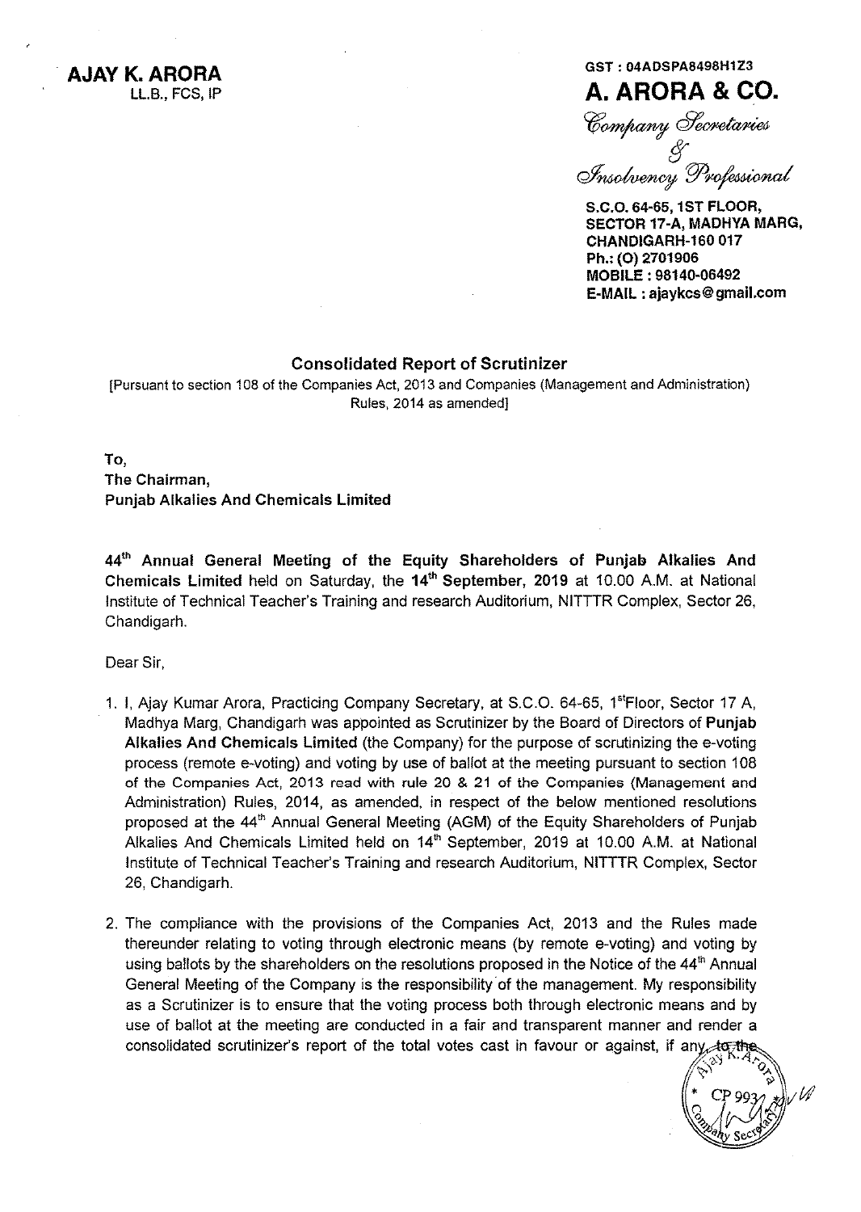**AJAY K. ARORA**
LL.B., FCS, IP

GST : 04ADSPA8498H1Z3

# A. ARORA & CO.

*Company Secretaries & Insolvency Professional*

S.C.O. 64-65, 1ST FLOOR,
SECTOR 17-A, MADHYA MARG,
CHANDIGARH-160 017
Ph.: (O) 2701906
MOBILE : 98140-06492
E-MAIL : ajaykcs@gmail.com

## Consolidated Report of Scrutinizer

[Pursuant to section 108 of the Companies Act, 2013 and Companies (Management and Administration) Rules, 2014 as amended]

To,
The Chairman,
**Punjab Alkalies And Chemicals Limited**

**44th Annual General Meeting of the Equity Shareholders of Punjab Alkalies And Chemicals Limited** held on Saturday, the **14th September, 2019** at 10.00 A.M. at National Institute of Technical Teacher's Training and research Auditorium, NITTTR Complex, Sector 26, Chandigarh.

Dear Sir,

1. I, Ajay Kumar Arora, Practicing Company Secretary, at S.C.O. 64-65, 1st Floor, Sector 17 A, Madhya Marg, Chandigarh was appointed as Scrutinizer by the Board of Directors of **Punjab Alkalies And Chemicals Limited** (the Company) for the purpose of scrutinizing the e-voting process (remote e-voting) and voting by use of ballot at the meeting pursuant to section 108 of the Companies Act, 2013 read with rule 20 & 21 of the Companies (Management and Administration) Rules, 2014, as amended, in respect of the below mentioned resolutions proposed at the 44th Annual General Meeting (AGM) of the Equity Shareholders of Punjab Alkalies And Chemicals Limited held on 14th September, 2019 at 10.00 A.M. at National Institute of Technical Teacher's Training and research Auditorium, NITTTR Complex, Sector 26, Chandigarh.

2. The compliance with the provisions of the Companies Act, 2013 and the Rules made thereunder relating to voting through electronic means (by remote e-voting) and voting by using ballots by the shareholders on the resolutions proposed in the Notice of the 44th Annual General Meeting of the Company is the responsibility of the management. My responsibility as a Scrutinizer is to ensure that the voting process both through electronic means and by use of ballot at the meeting are conducted in a fair and transparent manner and render a consolidated scrutinizer's report of the total votes cast in favour or against, if any, to the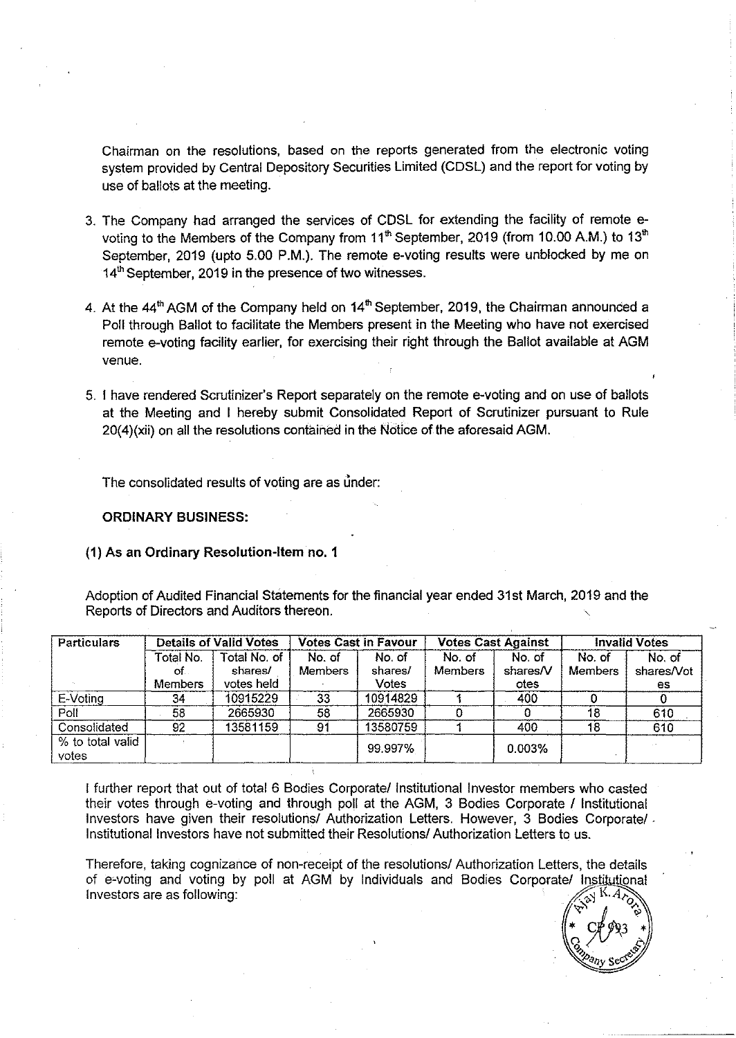Chairman on the resolutions, based on the reports generated from the electronic voting system provided by Central Depository Securities Limited (CDSL) and the report for voting by use of ballots at the meeting.

3. The Company had arranged the services of CDSL for extending the facility of remote e-voting to the Members of the Company from 11th September, 2019 (from 10.00 A.M.) to 13th September, 2019 (upto 5.00 P.M.). The remote e-voting results were unblocked by me on 14th September, 2019 in the presence of two witnesses.

4. At the 44th AGM of the Company held on 14th September, 2019, the Chairman announced a Poll through Ballot to facilitate the Members present in the Meeting who have not exercised remote e-voting facility earlier, for exercising their right through the Ballot available at AGM venue.

5. I have rendered Scrutinizer's Report separately on the remote e-voting and on use of ballots at the Meeting and I hereby submit Consolidated Report of Scrutinizer pursuant to Rule 20(4)(xii) on all the resolutions contained in the Notice of the aforesaid AGM.

The consolidated results of voting are as under:

**ORDINARY BUSINESS:**

**(1) As an Ordinary Resolution-Item no. 1**

Adoption of Audited Financial Statements for the financial year ended 31st March, 2019 and the Reports of Directors and Auditors thereon.

| Particulars | Details of Valid Votes | | Votes Cast in Favour | | Votes Cast Against | | Invalid Votes | |
|---|---|---|---|---|---|---|---|---|
| | Total No. of Members | Total No. of shares/ votes held | No. of Members | No. of shares/ Votes | No. of Members | No. of shares/Votes | No. of Members | No. of shares/Votes |
| E-Voting | 34 | 10915229 | 33 | 10914829 | 1 | 400 | 0 | 0 |
| Poll | 58 | 2665930 | 58 | 2665930 | 0 | 0 | 18 | 610 |
| Consolidated | 92 | 13581159 | 91 | 13580759 | 1 | 400 | 18 | 610 |
| % to total valid votes | | | | 99.997% | | 0.003% | | |

I further report that out of total 6 Bodies Corporate/ Institutional Investor members who casted their votes through e-voting and through poll at the AGM, 3 Bodies Corporate / Institutional Investors have given their resolutions/ Authorization Letters. However, 3 Bodies Corporate/ Institutional Investors have not submitted their Resolutions/ Authorization Letters to us.

Therefore, taking cognizance of non-receipt of the resolutions/ Authorization Letters, the details of e-voting and voting by poll at AGM by Individuals and Bodies Corporate/ Institutional Investors are as following: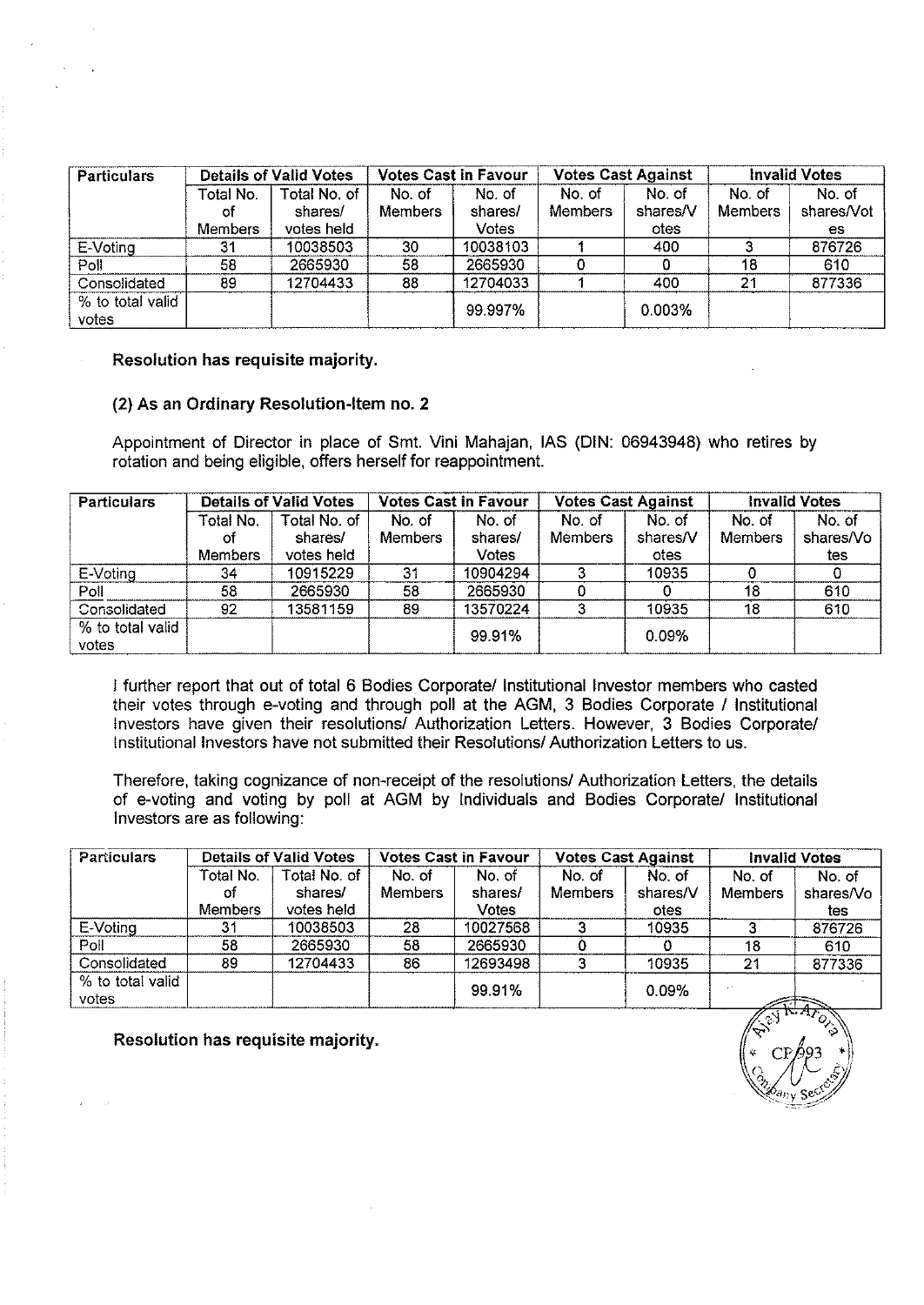| Particulars | Details of Valid Votes | | Votes Cast in Favour | | Votes Cast Against | | Invalid Votes | |
|---|---|---|---|---|---|---|---|---|
| | Total No. of Members | Total No. of shares/ votes held | No. of Members | No. of shares/ Votes | No. of Members | No. of shares/Votes | No. of Members | No. of shares/Votes |
| E-Voting | 31 | 10038503 | 30 | 10038103 | 1 | 400 | 3 | 876726 |
| Poll | 58 | 2665930 | 58 | 2665930 | 0 | 0 | 18 | 610 |
| Consolidated | 89 | 12704433 | 88 | 12704033 | 1 | 400 | 21 | 877336 |
| % to total valid votes | | | | 99.997% | | 0.003% | | |

**Resolution has requisite majority.**

**(2) As an Ordinary Resolution-Item no. 2**

Appointment of Director in place of Smt. Vini Mahajan, IAS (DIN: 06943948) who retires by rotation and being eligible, offers herself for reappointment.

| Particulars | Details of Valid Votes | | Votes Cast in Favour | | Votes Cast Against | | Invalid Votes | |
|---|---|---|---|---|---|---|---|---|
| | Total No. of Members | Total No. of shares/ votes held | No. of Members | No. of shares/ Votes | No. of Members | No. of shares/Votes | No. of Members | No. of shares/Votes |
| E-Voting | 34 | 10915229 | 31 | 10904294 | 3 | 10935 | 0 | 0 |
| Poll | 58 | 2665930 | 58 | 2665930 | 0 | 0 | 18 | 610 |
| Consolidated | 92 | 13581159 | 89 | 13570224 | 3 | 10935 | 18 | 610 |
| % to total valid votes | | | | 99.91% | | 0.09% | | |

I further report that out of total 6 Bodies Corporate/ Institutional Investor members who casted their votes through e-voting and through poll at the AGM, 3 Bodies Corporate / Institutional Investors have given their resolutions/ Authorization Letters. However, 3 Bodies Corporate/ Institutional Investors have not submitted their Resolutions/ Authorization Letters to us.

Therefore, taking cognizance of non-receipt of the resolutions/ Authorization Letters, the details of e-voting and voting by poll at AGM by Individuals and Bodies Corporate/ Institutional Investors are as following:

| Particulars | Details of Valid Votes | | Votes Cast in Favour | | Votes Cast Against | | Invalid Votes | |
|---|---|---|---|---|---|---|---|---|
| | Total No. of Members | Total No. of shares/ votes held | No. of Members | No. of shares/ Votes | No. of Members | No. of shares/Votes | No. of Members | No. of shares/Votes |
| E-Voting | 31 | 10038503 | 28 | 10027568 | 3 | 10935 | 3 | 876726 |
| Poll | 58 | 2665930 | 58 | 2665930 | 0 | 0 | 18 | 610 |
| Consolidated | 89 | 12704433 | 86 | 12693498 | 3 | 10935 | 21 | 877336 |
| % to total valid votes | | | | 99.91% | | 0.09% | | |

**Resolution has requisite majority.**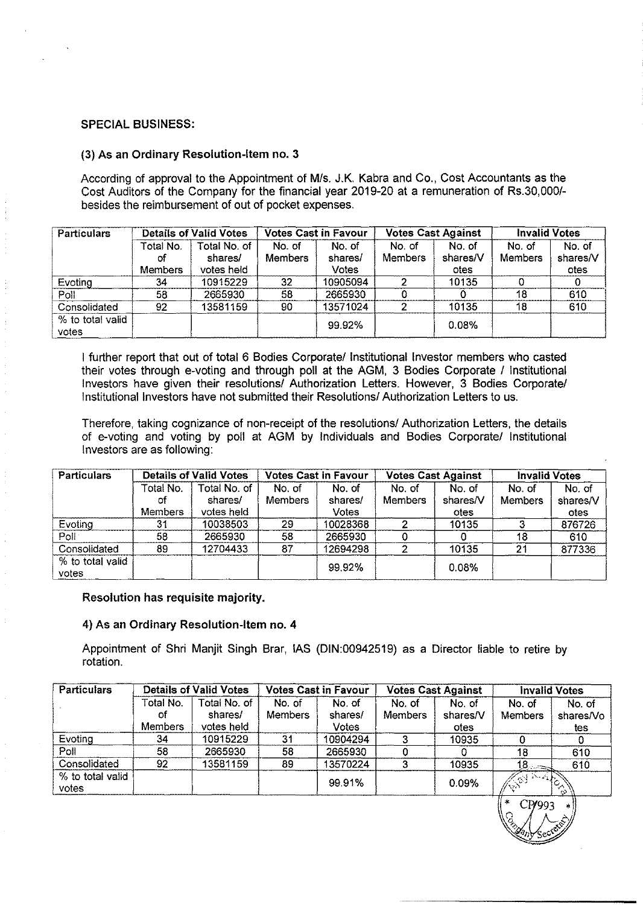**SPECIAL BUSINESS:**

**(3) As an Ordinary Resolution-Item no. 3**

According of approval to the Appointment of M/s. J.K. Kabra and Co., Cost Accountants as the Cost Auditors of the Company for the financial year 2019-20 at a remuneration of Rs.30,000/- besides the reimbursement of out of pocket expenses.

| Particulars | Details of Valid Votes | | Votes Cast in Favour | | Votes Cast Against | | Invalid Votes | |
|---|---|---|---|---|---|---|---|---|
| | Total No. of Members | Total No. of shares/ votes held | No. of Members | No. of shares/ Votes | No. of Members | No. of shares/Votes | No. of Members | No. of shares/Votes |
| Evoting | 34 | 10915229 | 32 | 10905094 | 2 | 10135 | 0 | 0 |
| Poll | 58 | 2665930 | 58 | 2665930 | 0 | 0 | 18 | 610 |
| Consolidated | 92 | 13581159 | 90 | 13571024 | 2 | 10135 | 18 | 610 |
| % to total valid votes | | | | 99.92% | | 0.08% | | |

I further report that out of total 6 Bodies Corporate/ Institutional Investor members who casted their votes through e-voting and through poll at the AGM, 3 Bodies Corporate / Institutional Investors have given their resolutions/ Authorization Letters. However, 3 Bodies Corporate/ Institutional Investors have not submitted their Resolutions/ Authorization Letters to us.

Therefore, taking cognizance of non-receipt of the resolutions/ Authorization Letters, the details of e-voting and voting by poll at AGM by Individuals and Bodies Corporate/ Institutional Investors are as following:

| Particulars | Details of Valid Votes | | Votes Cast in Favour | | Votes Cast Against | | Invalid Votes | |
|---|---|---|---|---|---|---|---|---|
| | Total No. of Members | Total No. of shares/ votes held | No. of Members | No. of shares/ Votes | No. of Members | No. of shares/Votes | No. of Members | No. of shares/Votes |
| Evoting | 31 | 10038503 | 29 | 10028368 | 2 | 10135 | 3 | 876726 |
| Poll | 58 | 2665930 | 58 | 2665930 | 0 | 0 | 18 | 610 |
| Consolidated | 89 | 12704433 | 87 | 12694298 | 2 | 10135 | 21 | 877336 |
| % to total valid votes | | | | 99.92% | | 0.08% | | |

**Resolution has requisite majority.**

**4) As an Ordinary Resolution-Item no. 4**

Appointment of Shri Manjit Singh Brar, IAS (DIN:00942519) as a Director liable to retire by rotation.

| Particulars | Details of Valid Votes | | Votes Cast in Favour | | Votes Cast Against | | Invalid Votes | |
|---|---|---|---|---|---|---|---|---|
| | Total No. of Members | Total No. of shares/ votes held | No. of Members | No. of shares/ Votes | No. of Members | No. of shares/Votes | No. of Members | No. of shares/Votes |
| Evoting | 34 | 10915229 | 31 | 10904294 | 3 | 10935 | 0 | 0 |
| Poll | 58 | 2665930 | 58 | 2665930 | 0 | 0 | 18 | 610 |
| Consolidated | 92 | 13581159 | 89 | 13570224 | 3 | 10935 | 18 | 610 |
| % to total valid votes | | | | 99.91% | | 0.09% | | |

Ajay K. Arora Company Secretary CP 993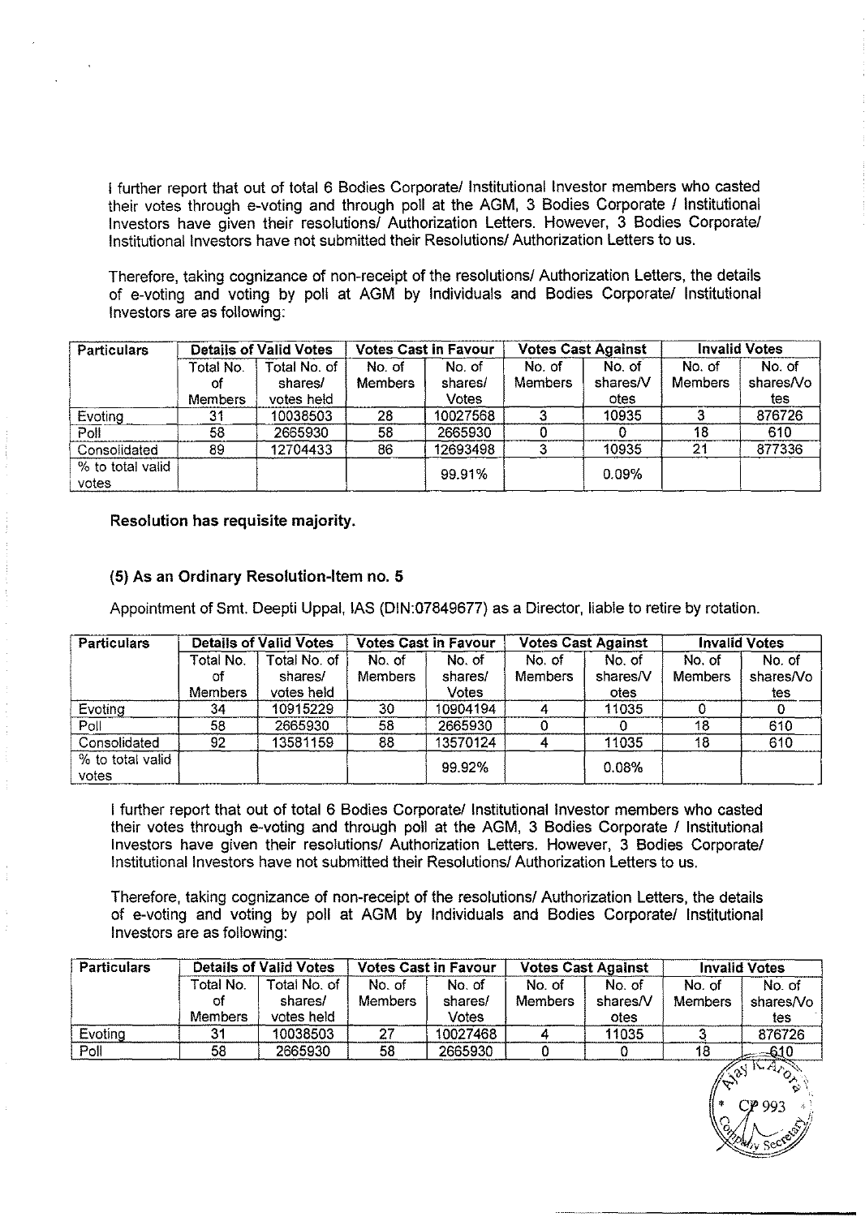I further report that out of total 6 Bodies Corporate/ Institutional Investor members who casted their votes through e-voting and through poll at the AGM, 3 Bodies Corporate / Institutional Investors have given their resolutions/ Authorization Letters. However, 3 Bodies Corporate/ Institutional Investors have not submitted their Resolutions/ Authorization Letters to us.

Therefore, taking cognizance of non-receipt of the resolutions/ Authorization Letters, the details of e-voting and voting by poll at AGM by Individuals and Bodies Corporate/ Institutional Investors are as following:

| Particulars | Details of Valid Votes | | Votes Cast in Favour | | Votes Cast Against | | Invalid Votes | |
|---|---|---|---|---|---|---|---|---|
| | Total No. of Members | Total No. of shares/ votes held | No. of Members | No. of shares/ Votes | No. of Members | No. of shares/Votes | No. of Members | No. of shares/Votes |
| Evoting | 31 | 10038503 | 28 | 10027568 | 3 | 10935 | 3 | 876726 |
| Poll | 58 | 2665930 | 58 | 2665930 | 0 | 0 | 18 | 610 |
| Consolidated | 89 | 12704433 | 86 | 12693498 | 3 | 10935 | 21 | 877336 |
| % to total valid votes | | | | 99.91% | | 0.09% | | |

**Resolution has requisite majority.**

### (5) As an Ordinary Resolution-Item no. 5

Appointment of Smt. Deepti Uppal, IAS (DIN:07849677) as a Director, liable to retire by rotation.

| Particulars | Details of Valid Votes | | Votes Cast in Favour | | Votes Cast Against | | Invalid Votes | |
|---|---|---|---|---|---|---|---|---|
| | Total No. of Members | Total No. of shares/ votes held | No. of Members | No. of shares/ Votes | No. of Members | No. of shares/Votes | No. of Members | No. of shares/Votes |
| Evoting | 34 | 10915229 | 30 | 10904194 | 4 | 11035 | 0 | 0 |
| Poll | 58 | 2665930 | 58 | 2665930 | 0 | 0 | 18 | 610 |
| Consolidated | 92 | 13581159 | 88 | 13570124 | 4 | 11035 | 18 | 610 |
| % to total valid votes | | | | 99.92% | | 0.08% | | |

I further report that out of total 6 Bodies Corporate/ Institutional Investor members who casted their votes through e-voting and through poll at the AGM, 3 Bodies Corporate / Institutional Investors have given their resolutions/ Authorization Letters. However, 3 Bodies Corporate/ Institutional Investors have not submitted their Resolutions/ Authorization Letters to us.

Therefore, taking cognizance of non-receipt of the resolutions/ Authorization Letters, the details of e-voting and voting by poll at AGM by Individuals and Bodies Corporate/ Institutional Investors are as following:

| Particulars | Details of Valid Votes | | Votes Cast in Favour | | Votes Cast Against | | Invalid Votes | |
|---|---|---|---|---|---|---|---|---|
| | Total No. of Members | Total No. of shares/ votes held | No. of Members | No. of shares/ Votes | No. of Members | No. of shares/Votes | No. of Members | No. of shares/Votes |
| Evoting | 31 | 10038503 | 27 | 10027468 | 4 | 11035 | 3 | 876726 |
| Poll | 58 | 2665930 | 58 | 2665930 | 0 | 0 | 18 | 610 |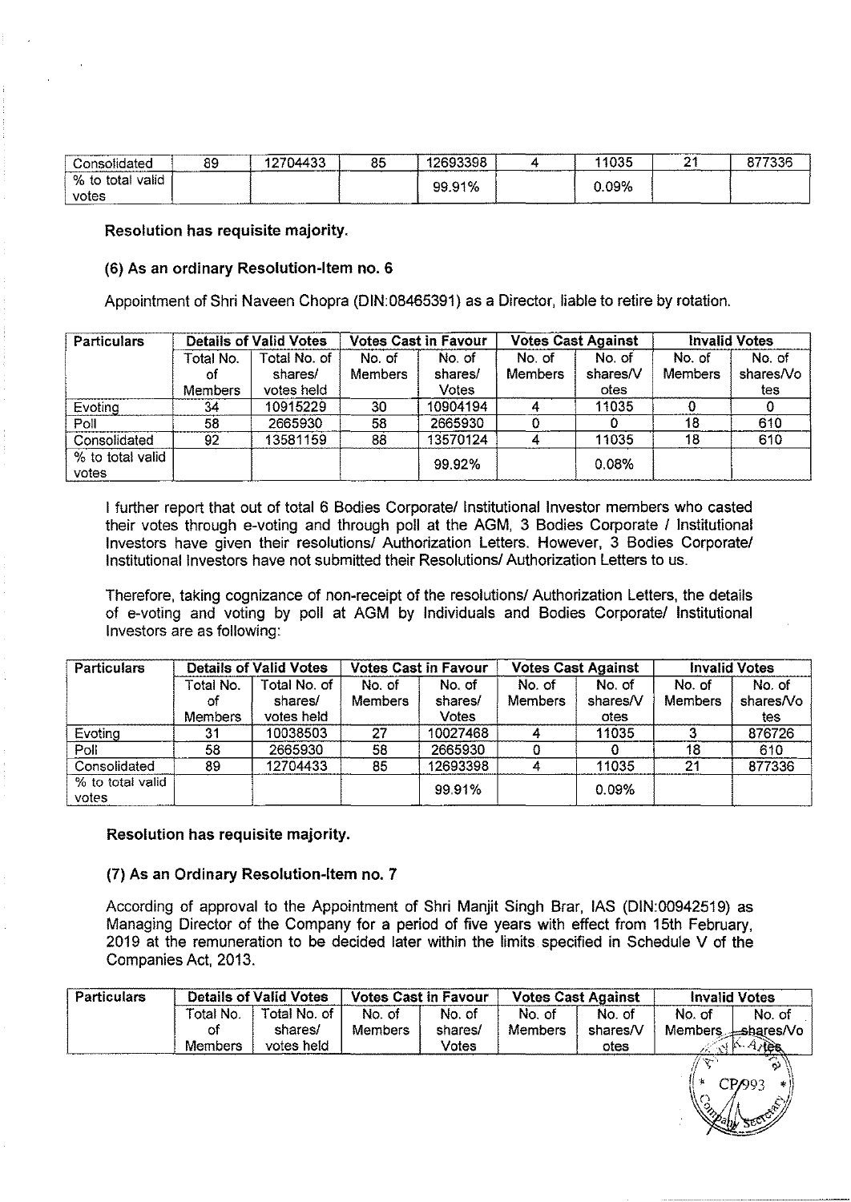| Consolidated | 89 | 12704433 | 85 | 12693398 | 4 | 11035 | 21 | 877336 |
|---|---|---|---|---|---|---|---|---|
| % to total valid votes | | | | 99.91% | | 0.09% | | |

**Resolution has requisite majority.**

**(6) As an ordinary Resolution-Item no. 6**

Appointment of Shri Naveen Chopra (DIN:08465391) as a Director, liable to retire by rotation.

| Particulars | Details of Valid Votes | | Votes Cast in Favour | | Votes Cast Against | | Invalid Votes | |
|---|---|---|---|---|---|---|---|---|
| | Total No. of Members | Total No. of shares/ votes held | No. of Members | No. of shares/ Votes | No. of Members | No. of shares/V otes | No. of Members | No. of shares/Vo tes |
| Evoting | 34 | 10915229 | 30 | 10904194 | 4 | 11035 | 0 | 0 |
| Poll | 58 | 2665930 | 58 | 2665930 | 0 | 0 | 18 | 610 |
| Consolidated | 92 | 13581159 | 88 | 13570124 | 4 | 11035 | 18 | 610 |
| % to total valid votes | | | | 99.92% | | 0.08% | | |

I further report that out of total 6 Bodies Corporate/ Institutional Investor members who casted their votes through e-voting and through poll at the AGM, 3 Bodies Corporate / Institutional Investors have given their resolutions/ Authorization Letters. However, 3 Bodies Corporate/ Institutional Investors have not submitted their Resolutions/ Authorization Letters to us.

Therefore, taking cognizance of non-receipt of the resolutions/ Authorization Letters, the details of e-voting and voting by poll at AGM by Individuals and Bodies Corporate/ Institutional Investors are as following:

| Particulars | Details of Valid Votes | | Votes Cast in Favour | | Votes Cast Against | | Invalid Votes | |
|---|---|---|---|---|---|---|---|---|
| | Total No. of Members | Total No. of shares/ votes held | No. of Members | No. of shares/ Votes | No. of Members | No. of shares/V otes | No. of Members | No. of shares/Vo tes |
| Evoting | 31 | 10038503 | 27 | 10027468 | 4 | 11035 | 3 | 876726 |
| Poll | 58 | 2665930 | 58 | 2665930 | 0 | 0 | 18 | 610 |
| Consolidated | 89 | 12704433 | 85 | 12693398 | 4 | 11035 | 21 | 877336 |
| % to total valid votes | | | | 99.91% | | 0.09% | | |

**Resolution has requisite majority.**

**(7) As an Ordinary Resolution-Item no. 7**

According of approval to the Appointment of Shri Manjit Singh Brar, IAS (DIN:00942519) as Managing Director of the Company for a period of five years with effect from 15th February, 2019 at the remuneration to be decided later within the limits specified in Schedule V of the Companies Act, 2013.

| Particulars | Details of Valid Votes | | Votes Cast in Favour | | Votes Cast Against | | Invalid Votes | |
|---|---|---|---|---|---|---|---|---|
| | Total No. of Members | Total No. of shares/ votes held | No. of Members | No. of shares/ Votes | No. of Members | No. of shares/V otes | No. of Members | No. of shares/Vo tes |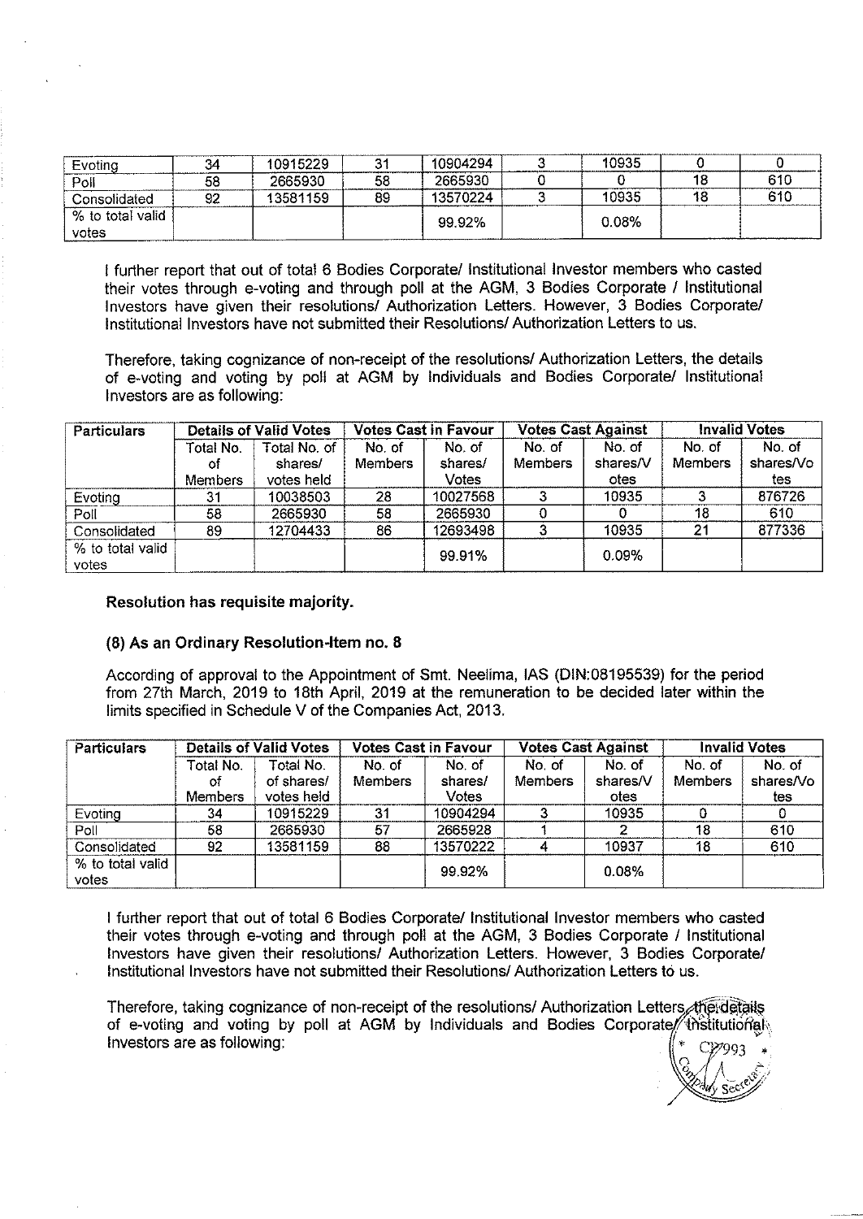| Evoting | 34 | 10915229 | 31 | 10904294 | 3 | 10935 | 0 | 0 |
|---|---|---|---|---|---|---|---|---|
| Poll | 58 | 2665930 | 58 | 2665930 | 0 | 0 | 18 | 610 |
| Consolidated | 92 | 13581159 | 89 | 13570224 | 3 | 10935 | 18 | 610 |
| % to total valid votes | | | | 99.92% | | 0.08% | | |

I further report that out of total 6 Bodies Corporate/ Institutional Investor members who casted their votes through e-voting and through poll at the AGM, 3 Bodies Corporate / Institutional Investors have given their resolutions/ Authorization Letters. However, 3 Bodies Corporate/ Institutional Investors have not submitted their Resolutions/ Authorization Letters to us.

Therefore, taking cognizance of non-receipt of the resolutions/ Authorization Letters, the details of e-voting and voting by poll at AGM by Individuals and Bodies Corporate/ Institutional Investors are as following:

| Particulars | Details of Valid Votes | | Votes Cast in Favour | | Votes Cast Against | | Invalid Votes | |
|---|---|---|---|---|---|---|---|---|
| | Total No. of Members | Total No. of shares/ votes held | No. of Members | No. of shares/ Votes | No. of Members | No. of shares/Votes | No. of Members | No. of shares/Votes |
| Evoting | 31 | 10038503 | 28 | 10027568 | 3 | 10935 | 3 | 876726 |
| Poll | 58 | 2665930 | 58 | 2665930 | 0 | 0 | 18 | 610 |
| Consolidated | 89 | 12704433 | 86 | 12693498 | 3 | 10935 | 21 | 877336 |
| % to total valid votes | | | | 99.91% | | 0.09% | | |

**Resolution has requisite majority.**

**(8) As an Ordinary Resolution-Item no. 8**

According of approval to the Appointment of Smt. Neelima, IAS (DIN:08195539) for the period from 27th March, 2019 to 18th April, 2019 at the remuneration to be decided later within the limits specified in Schedule V of the Companies Act, 2013.

| Particulars | Details of Valid Votes | | Votes Cast in Favour | | Votes Cast Against | | Invalid Votes | |
|---|---|---|---|---|---|---|---|---|
| | Total No. of Members | Total No. of shares/ votes held | No. of Members | No. of shares/ Votes | No. of Members | No. of shares/Votes | No. of Members | No. of shares/Votes |
| Evoting | 34 | 10915229 | 31 | 10904294 | 3 | 10935 | 0 | 0 |
| Poll | 58 | 2665930 | 57 | 2665928 | 1 | 2 | 18 | 610 |
| Consolidated | 92 | 13581159 | 88 | 13570222 | 4 | 10937 | 18 | 610 |
| % to total valid votes | | | | 99.92% | | 0.08% | | |

I further report that out of total 6 Bodies Corporate/ Institutional Investor members who casted their votes through e-voting and through poll at the AGM, 3 Bodies Corporate / Institutional Investors have given their resolutions/ Authorization Letters. However, 3 Bodies Corporate/ Institutional Investors have not submitted their Resolutions/ Authorization Letters to us.

Therefore, taking cognizance of non-receipt of the resolutions/ Authorization Letters, the details of e-voting and voting by poll at AGM by Individuals and Bodies Corporate/ Institutional Investors are as following: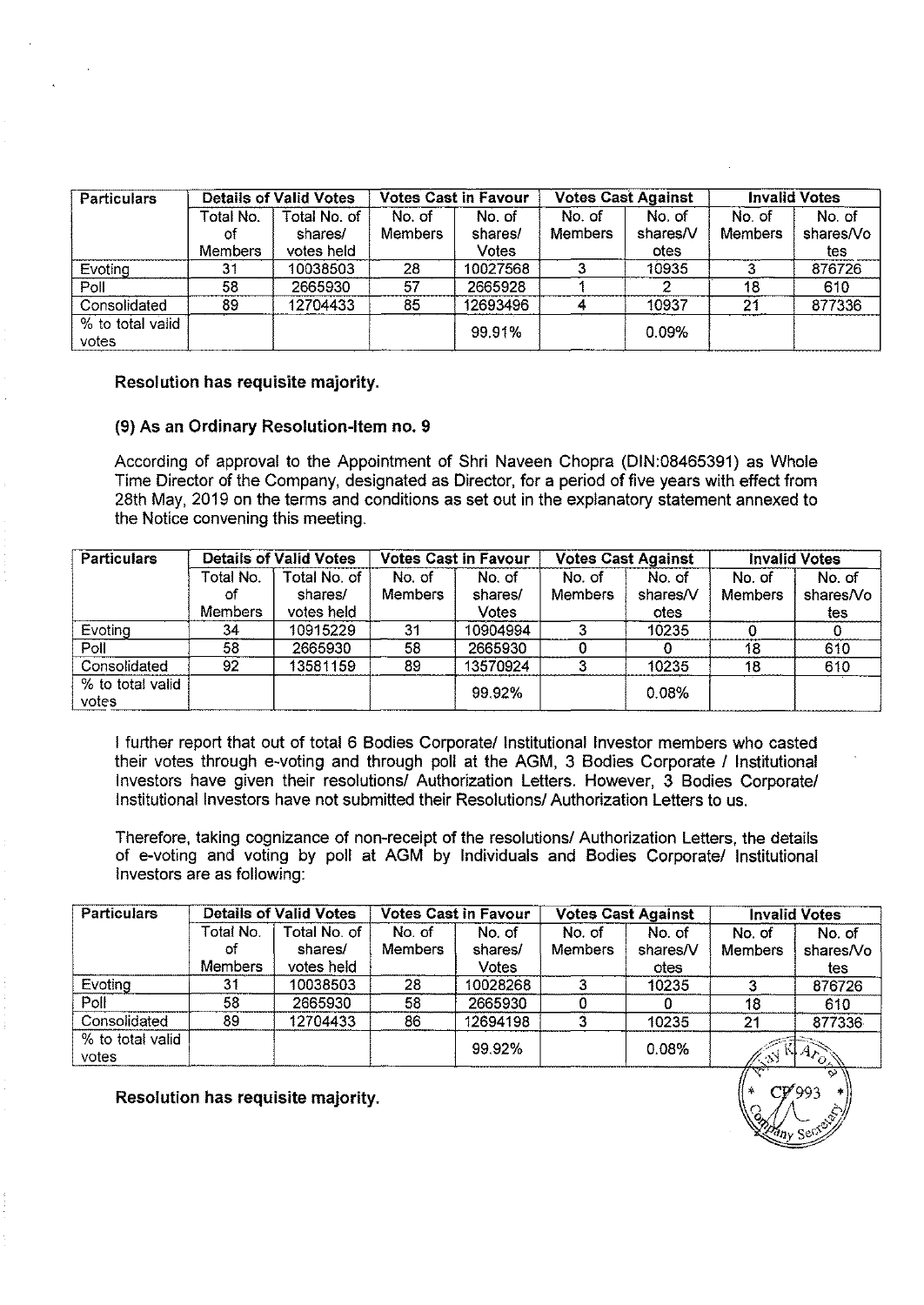| Particulars | Details of Valid Votes | | Votes Cast in Favour | | Votes Cast Against | | Invalid Votes | |
|---|---|---|---|---|---|---|---|---|
| | Total No. of Members | Total No. of shares/ votes held | No. of Members | No. of shares/ Votes | No. of Members | No. of shares/V otes | No. of Members | No. of shares/Vo tes |
| Evoting | 31 | 10038503 | 28 | 10027568 | 3 | 10935 | 3 | 876726 |
| Poll | 58 | 2665930 | 57 | 2665928 | 1 | 2 | 18 | 610 |
| Consolidated | 89 | 12704433 | 85 | 12693496 | 4 | 10937 | 21 | 877336 |
| % to total valid votes | | | | 99.91% | | 0.09% | | |

**Resolution has requisite majority.**

**(9) As an Ordinary Resolution-Item no. 9**

According of approval to the Appointment of Shri Naveen Chopra (DIN:08465391) as Whole Time Director of the Company, designated as Director, for a period of five years with effect from 28th May, 2019 on the terms and conditions as set out in the explanatory statement annexed to the Notice convening this meeting.

| Particulars | Details of Valid Votes | | Votes Cast in Favour | | Votes Cast Against | | Invalid Votes | |
|---|---|---|---|---|---|---|---|---|
| | Total No. of Members | Total No. of shares/ votes held | No. of Members | No. of shares/ Votes | No. of Members | No. of shares/V otes | No. of Members | No. of shares/Vo tes |
| Evoting | 34 | 10915229 | 31 | 10904994 | 3 | 10235 | 0 | 0 |
| Poll | 58 | 2665930 | 58 | 2665930 | 0 | 0 | 18 | 610 |
| Consolidated | 92 | 13581159 | 89 | 13570924 | 3 | 10235 | 18 | 610 |
| % to total valid votes | | | | 99.92% | | 0.08% | | |

I further report that out of total 6 Bodies Corporate/ Institutional Investor members who casted their votes through e-voting and through poll at the AGM, 3 Bodies Corporate / Institutional Investors have given their resolutions/ Authorization Letters. However, 3 Bodies Corporate/ Institutional Investors have not submitted their Resolutions/ Authorization Letters to us.

Therefore, taking cognizance of non-receipt of the resolutions/ Authorization Letters, the details of e-voting and voting by poll at AGM by Individuals and Bodies Corporate/ Institutional Investors are as following:

| Particulars | Details of Valid Votes | | Votes Cast in Favour | | Votes Cast Against | | Invalid Votes | |
|---|---|---|---|---|---|---|---|---|
| | Total No. of Members | Total No. of shares/ votes held | No. of Members | No. of shares/ Votes | No. of Members | No. of shares/V otes | No. of Members | No. of shares/Vo tes |
| Evoting | 31 | 10038503 | 28 | 10028268 | 3 | 10235 | 3 | 876726 |
| Poll | 58 | 2665930 | 58 | 2665930 | 0 | 0 | 18 | 610 |
| Consolidated | 89 | 12704433 | 86 | 12694198 | 3 | 10235 | 21 | 877336 |
| % to total valid votes | | | | 99.92% | | 0.08% | | |

**Resolution has requisite majority.**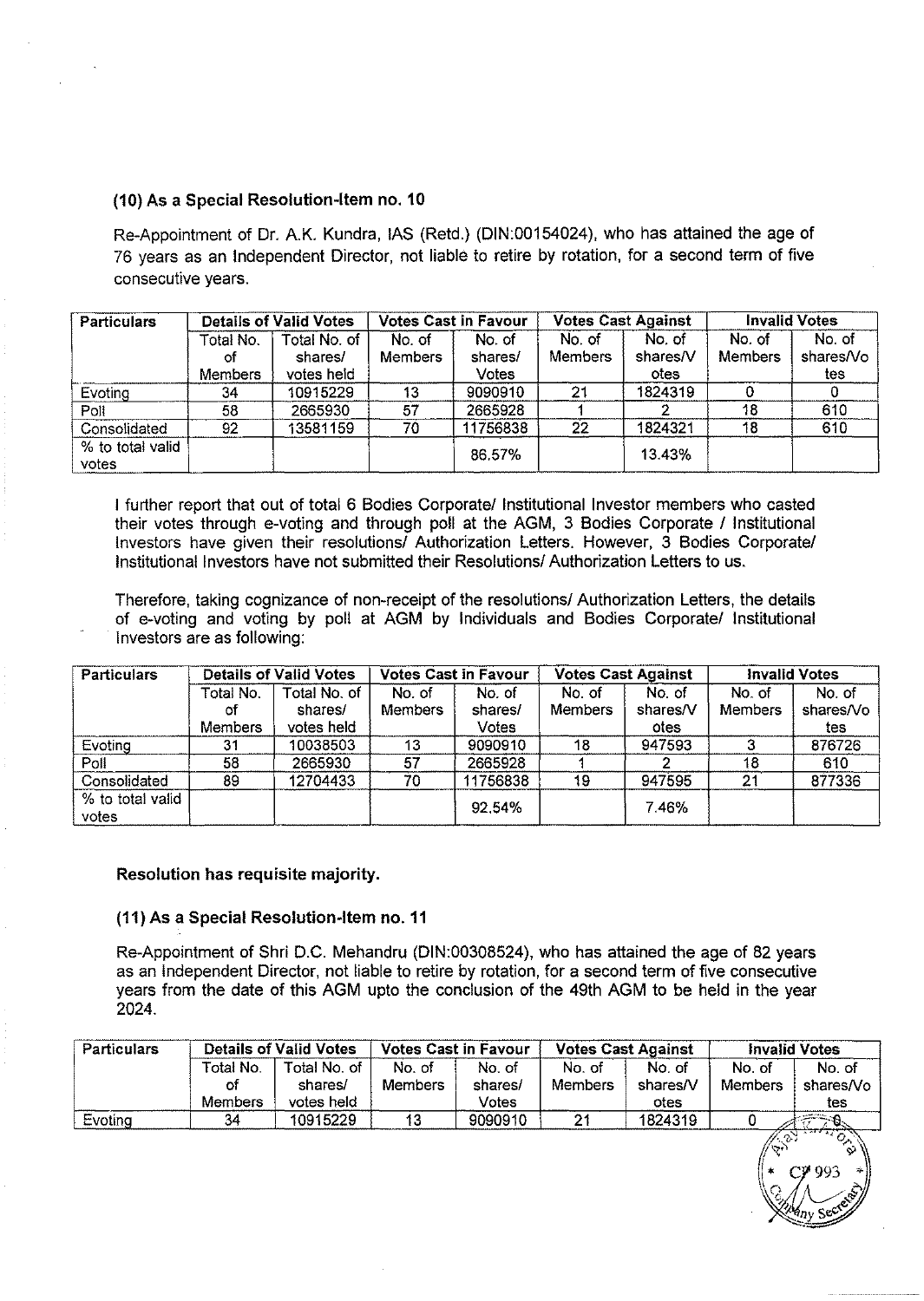### (10) As a Special Resolution-Item no. 10

Re-Appointment of Dr. A.K. Kundra, IAS (Retd.) (DIN:00154024), who has attained the age of 76 years as an Independent Director, not liable to retire by rotation, for a second term of five consecutive years.

| Particulars | Details of Valid Votes | | Votes Cast in Favour | | Votes Cast Against | | Invalid Votes | |
|---|---|---|---|---|---|---|---|---|
| | Total No. of Members | Total No. of shares/ votes held | No. of Members | No. of shares/ Votes | No. of Members | No. of shares/Votes | No. of Members | No. of shares/Votes |
| Evoting | 34 | 10915229 | 13 | 9090910 | 21 | 1824319 | 0 | 0 |
| Poll | 58 | 2665930 | 57 | 2665928 | 1 | 2 | 18 | 610 |
| Consolidated | 92 | 13581159 | 70 | 11756838 | 22 | 1824321 | 18 | 610 |
| % to total valid votes | | | | 86.57% | | 13.43% | | |

I further report that out of total 6 Bodies Corporate/ Institutional Investor members who casted their votes through e-voting and through poll at the AGM, 3 Bodies Corporate / Institutional Investors have given their resolutions/ Authorization Letters. However, 3 Bodies Corporate/ Institutional Investors have not submitted their Resolutions/ Authorization Letters to us.

Therefore, taking cognizance of non-receipt of the resolutions/ Authorization Letters, the details of e-voting and voting by poll at AGM by Individuals and Bodies Corporate/ Institutional Investors are as following:

| Particulars | Details of Valid Votes | | Votes Cast in Favour | | Votes Cast Against | | Invalid Votes | |
|---|---|---|---|---|---|---|---|---|
| | Total No. of Members | Total No. of shares/ votes held | No. of Members | No. of shares/ Votes | No. of Members | No. of shares/Votes | No. of Members | No. of shares/Votes |
| Evoting | 31 | 10038503 | 13 | 9090910 | 18 | 947593 | 3 | 876726 |
| Poll | 58 | 2665930 | 57 | 2665928 | 1 | 2 | 18 | 610 |
| Consolidated | 89 | 12704433 | 70 | 11756838 | 19 | 947595 | 21 | 877336 |
| % to total valid votes | | | | 92.54% | | 7.46% | | |

**Resolution has requisite majority.**

### (11) As a Special Resolution-Item no. 11

Re-Appointment of Shri D.C. Mehandru (DIN:00308524), who has attained the age of 82 years as an Independent Director, not liable to retire by rotation, for a second term of five consecutive years from the date of this AGM upto the conclusion of the 49th AGM to be held in the year 2024.

| Particulars | Details of Valid Votes | | Votes Cast in Favour | | Votes Cast Against | | Invalid Votes | |
|---|---|---|---|---|---|---|---|---|
| | Total No. of Members | Total No. of shares/ votes held | No. of Members | No. of shares/ Votes | No. of Members | No. of shares/Votes | No. of Members | No. of shares/Votes |
| Evoting | 34 | 10915229 | 13 | 9090910 | 21 | 1824319 | 0 | 0 |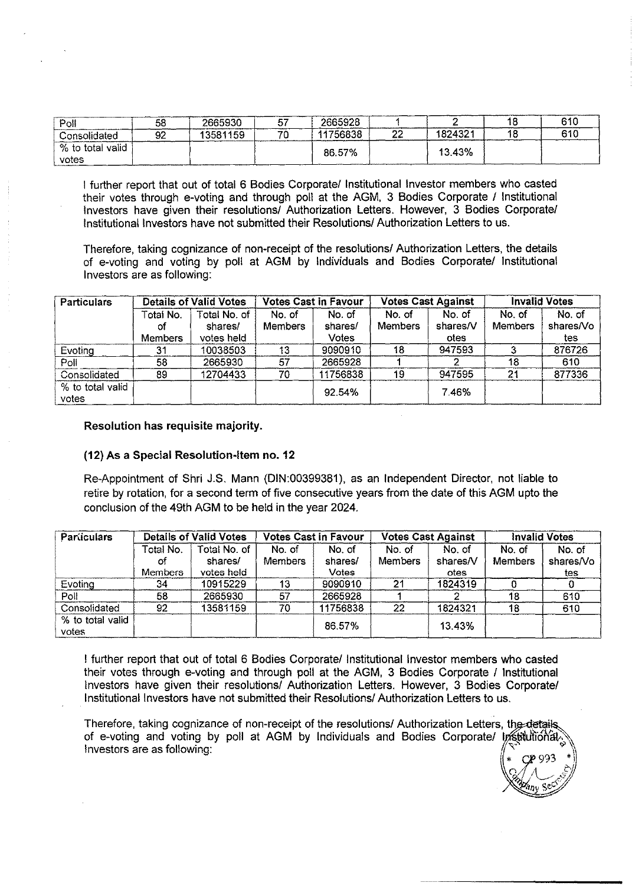| Poll | 58 | 2665930 | 57 | 2665928 | 1 | 2 | 18 | 610 |
|---|---|---|---|---|---|---|---|---|
| Consolidated | 92 | 13581159 | 70 | 11756838 | 22 | 1824321 | 18 | 610 |
| % to total valid votes | | | | 86.57% | | 13.43% | | |

I further report that out of total 6 Bodies Corporate/ Institutional Investor members who casted their votes through e-voting and through poll at the AGM, 3 Bodies Corporate / Institutional Investors have given their resolutions/ Authorization Letters. However, 3 Bodies Corporate/ Institutional Investors have not submitted their Resolutions/ Authorization Letters to us.

Therefore, taking cognizance of non-receipt of the resolutions/ Authorization Letters, the details of e-voting and voting by poll at AGM by Individuals and Bodies Corporate/ Institutional Investors are as following:

| Particulars | Details of Valid Votes | | Votes Cast in Favour | | Votes Cast Against | | Invalid Votes | |
|---|---|---|---|---|---|---|---|---|
| | Total No. of Members | Total No. of shares/ votes held | No. of Members | No. of shares/ Votes | No. of Members | No. of shares/Votes | No. of Members | No. of shares/Votes |
| Evoting | 31 | 10038503 | 13 | 9090910 | 18 | 947593 | 3 | 876726 |
| Poll | 58 | 2665930 | 57 | 2665928 | 1 | 2 | 18 | 610 |
| Consolidated | 89 | 12704433 | 70 | 11756838 | 19 | 947595 | 21 | 877336 |
| % to total valid votes | | | | 92.54% | | 7.46% | | |

**Resolution has requisite majority.**

**(12) As a Special Resolution-Item no. 12**

Re-Appointment of Shri J.S. Mann (DIN:00399381), as an Independent Director, not liable to retire by rotation, for a second term of five consecutive years from the date of this AGM upto the conclusion of the 49th AGM to be held in the year 2024.

| Particulars | Details of Valid Votes | | Votes Cast in Favour | | Votes Cast Against | | Invalid Votes | |
|---|---|---|---|---|---|---|---|---|
| | Total No. of Members | Total No. of shares/ votes held | No. of Members | No. of shares/ Votes | No. of Members | No. of shares/Votes | No. of Members | No. of shares/Votes |
| Evoting | 34 | 10915229 | 13 | 9090910 | 21 | 1824319 | 0 | 0 |
| Poll | 58 | 2665930 | 57 | 2665928 | 1 | 2 | 18 | 610 |
| Consolidated | 92 | 13581159 | 70 | 11756838 | 22 | 1824321 | 18 | 610 |
| % to total valid votes | | | | 86.57% | | 13.43% | | |

I further report that out of total 6 Bodies Corporate/ Institutional Investor members who casted their votes through e-voting and through poll at the AGM, 3 Bodies Corporate / Institutional Investors have given their resolutions/ Authorization Letters. However, 3 Bodies Corporate/ Institutional Investors have not submitted their Resolutions/ Authorization Letters to us.

Therefore, taking cognizance of non-receipt of the resolutions/ Authorization Letters, the details of e-voting and voting by poll at AGM by Individuals and Bodies Corporate/ Institutional Investors are as following: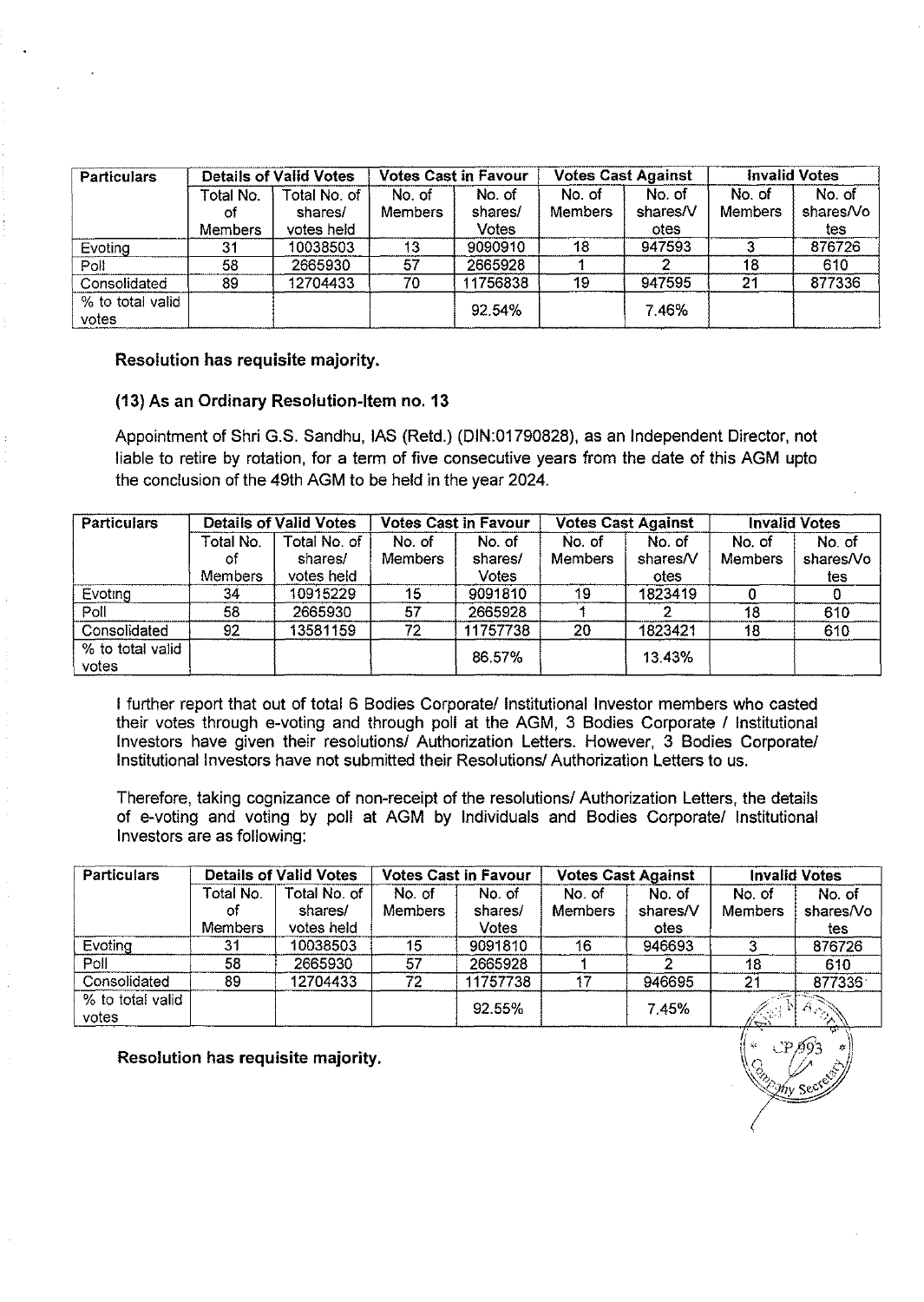| Particulars | Details of Valid Votes | | Votes Cast in Favour | | Votes Cast Against | | Invalid Votes | |
|---|---|---|---|---|---|---|---|---|
| | Total No. of Members | Total No. of shares/ votes held | No. of Members | No. of shares/ Votes | No. of Members | No. of shares/Votes | No. of Members | No. of shares/Votes |
| Evoting | 31 | 10038503 | 13 | 9090910 | 18 | 947593 | 3 | 876726 |
| Poll | 58 | 2665930 | 57 | 2665928 | 1 | 2 | 18 | 610 |
| Consolidated | 89 | 12704433 | 70 | 11756838 | 19 | 947595 | 21 | 877336 |
| % to total valid votes | | | | 92.54% | | 7.46% | | |

**Resolution has requisite majority.**

**(13) As an Ordinary Resolution-Item no. 13**

Appointment of Shri G.S. Sandhu, IAS (Retd.) (DIN:01790828), as an Independent Director, not liable to retire by rotation, for a term of five consecutive years from the date of this AGM upto the conclusion of the 49th AGM to be held in the year 2024.

| Particulars | Details of Valid Votes | | Votes Cast in Favour | | Votes Cast Against | | Invalid Votes | |
|---|---|---|---|---|---|---|---|---|
| | Total No. of Members | Total No. of shares/ votes held | No. of Members | No. of shares/ Votes | No. of Members | No. of shares/Votes | No. of Members | No. of shares/Votes |
| Evoting | 34 | 10915229 | 15 | 9091810 | 19 | 1823419 | 0 | 0 |
| Poll | 58 | 2665930 | 57 | 2665928 | 1 | 2 | 18 | 610 |
| Consolidated | 92 | 13581159 | 72 | 11757738 | 20 | 1823421 | 18 | 610 |
| % to total valid votes | | | | 86.57% | | 13.43% | | |

I further report that out of total 6 Bodies Corporate/ Institutional Investor members who casted their votes through e-voting and through poll at the AGM, 3 Bodies Corporate / Institutional Investors have given their resolutions/ Authorization Letters. However, 3 Bodies Corporate/ Institutional Investors have not submitted their Resolutions/ Authorization Letters to us.

Therefore, taking cognizance of non-receipt of the resolutions/ Authorization Letters, the details of e-voting and voting by poll at AGM by Individuals and Bodies Corporate/ Institutional Investors are as following:

| Particulars | Details of Valid Votes | | Votes Cast in Favour | | Votes Cast Against | | Invalid Votes | |
|---|---|---|---|---|---|---|---|---|
| | Total No. of Members | Total No. of shares/ votes held | No. of Members | No. of shares/ Votes | No. of Members | No. of shares/Votes | No. of Members | No. of shares/Votes |
| Evoting | 31 | 10038503 | 15 | 9091810 | 16 | 946693 | 3 | 876726 |
| Poll | 58 | 2665930 | 57 | 2665928 | 1 | 2 | 18 | 610 |
| Consolidated | 89 | 12704433 | 72 | 11757738 | 17 | 946695 | 21 | 877336 |
| % to total valid votes | | | | 92.55% | | 7.45% | | |

**Resolution has requisite majority.**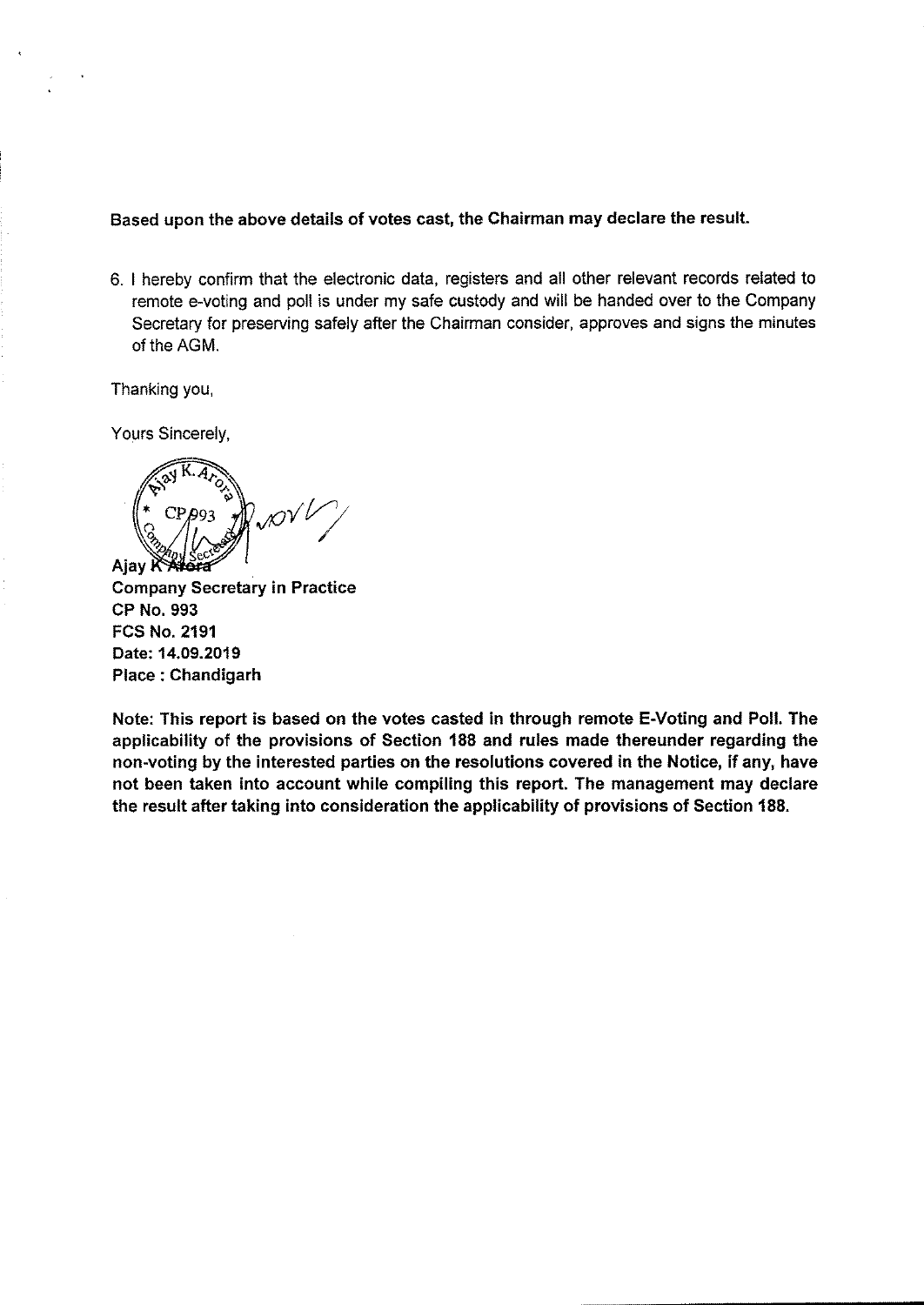**Based upon the above details of votes cast, the Chairman may declare the result.**

6. I hereby confirm that the electronic data, registers and all other relevant records related to remote e-voting and poll is under my safe custody and will be handed over to the Company Secretary for preserving safely after the Chairman consider, approves and signs the minutes of the AGM.

Thanking you,

Yours Sincerely,

**Ajay K Arora**
**Company Secretary in Practice**
**CP No. 993**
**FCS No. 2191**
**Date: 14.09.2019**
**Place : Chandigarh**

**Note: This report is based on the votes casted in through remote E-Voting and Poll. The applicability of the provisions of Section 188 and rules made thereunder regarding the non-voting by the interested parties on the resolutions covered in the Notice, if any, have not been taken into account while compiling this report. The management may declare the result after taking into consideration the applicability of provisions of Section 188.**